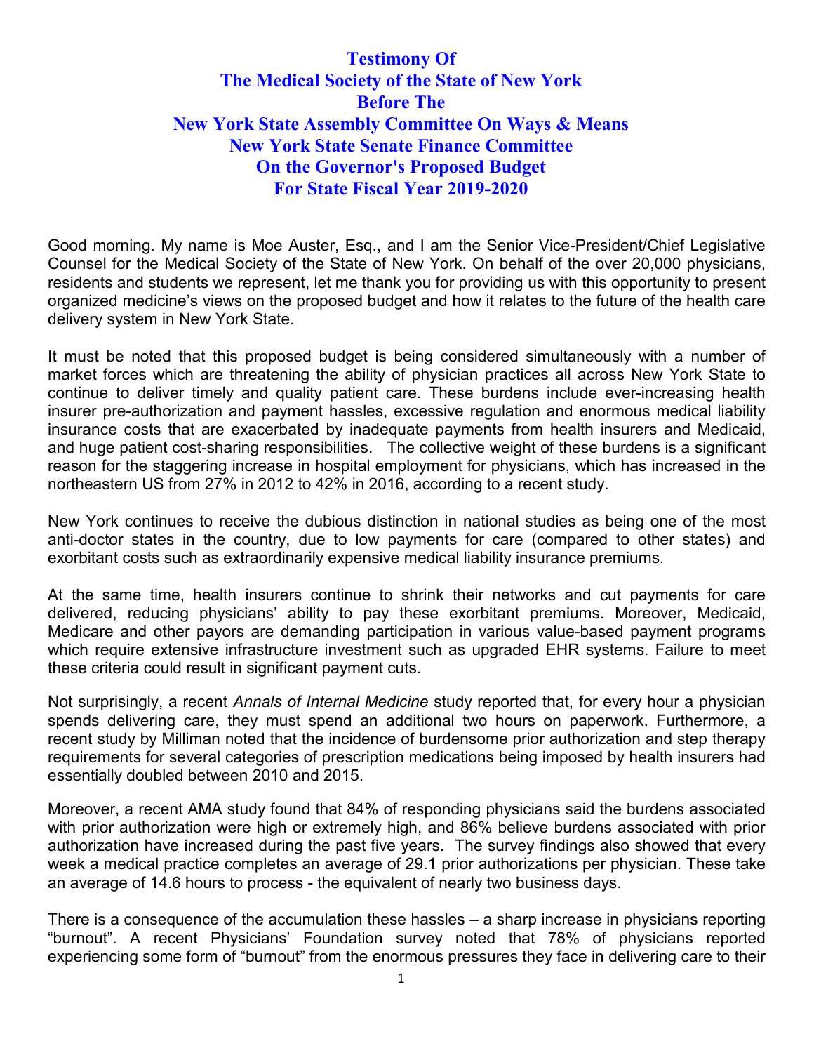# Testimony Of
# The Medical Society of the State of New York
# Before The
# New York State Assembly Committee On Ways & Means
# New York State Senate Finance Committee
# On the Governor's Proposed Budget
# For State Fiscal Year 2019-2020

Good morning. My name is Moe Auster, Esq., and I am the Senior Vice-President/Chief Legislative Counsel for the Medical Society of the State of New York. On behalf of the over 20,000 physicians, residents and students we represent, let me thank you for providing us with this opportunity to present organized medicine's views on the proposed budget and how it relates to the future of the health care delivery system in New York State.

It must be noted that this proposed budget is being considered simultaneously with a number of market forces which are threatening the ability of physician practices all across New York State to continue to deliver timely and quality patient care. These burdens include ever-increasing health insurer pre-authorization and payment hassles, excessive regulation and enormous medical liability insurance costs that are exacerbated by inadequate payments from health insurers and Medicaid, and huge patient cost-sharing responsibilities. The collective weight of these burdens is a significant reason for the staggering increase in hospital employment for physicians, which has increased in the northeastern US from 27% in 2012 to 42% in 2016, according to a recent study.

New York continues to receive the dubious distinction in national studies as being one of the most anti-doctor states in the country, due to low payments for care (compared to other states) and exorbitant costs such as extraordinarily expensive medical liability insurance premiums.

At the same time, health insurers continue to shrink their networks and cut payments for care delivered, reducing physicians' ability to pay these exorbitant premiums. Moreover, Medicaid, Medicare and other payors are demanding participation in various value-based payment programs which require extensive infrastructure investment such as upgraded EHR systems. Failure to meet these criteria could result in significant payment cuts.

Not surprisingly, a recent *Annals of Internal Medicine* study reported that, for every hour a physician spends delivering care, they must spend an additional two hours on paperwork. Furthermore, a recent study by Milliman noted that the incidence of burdensome prior authorization and step therapy requirements for several categories of prescription medications being imposed by health insurers had essentially doubled between 2010 and 2015.

Moreover, a recent AMA study found that 84% of responding physicians said the burdens associated with prior authorization were high or extremely high, and 86% believe burdens associated with prior authorization have increased during the past five years. The survey findings also showed that every week a medical practice completes an average of 29.1 prior authorizations per physician. These take an average of 14.6 hours to process - the equivalent of nearly two business days.

There is a consequence of the accumulation these hassles – a sharp increase in physicians reporting "burnout". A recent Physicians' Foundation survey noted that 78% of physicians reported experiencing some form of "burnout" from the enormous pressures they face in delivering care to their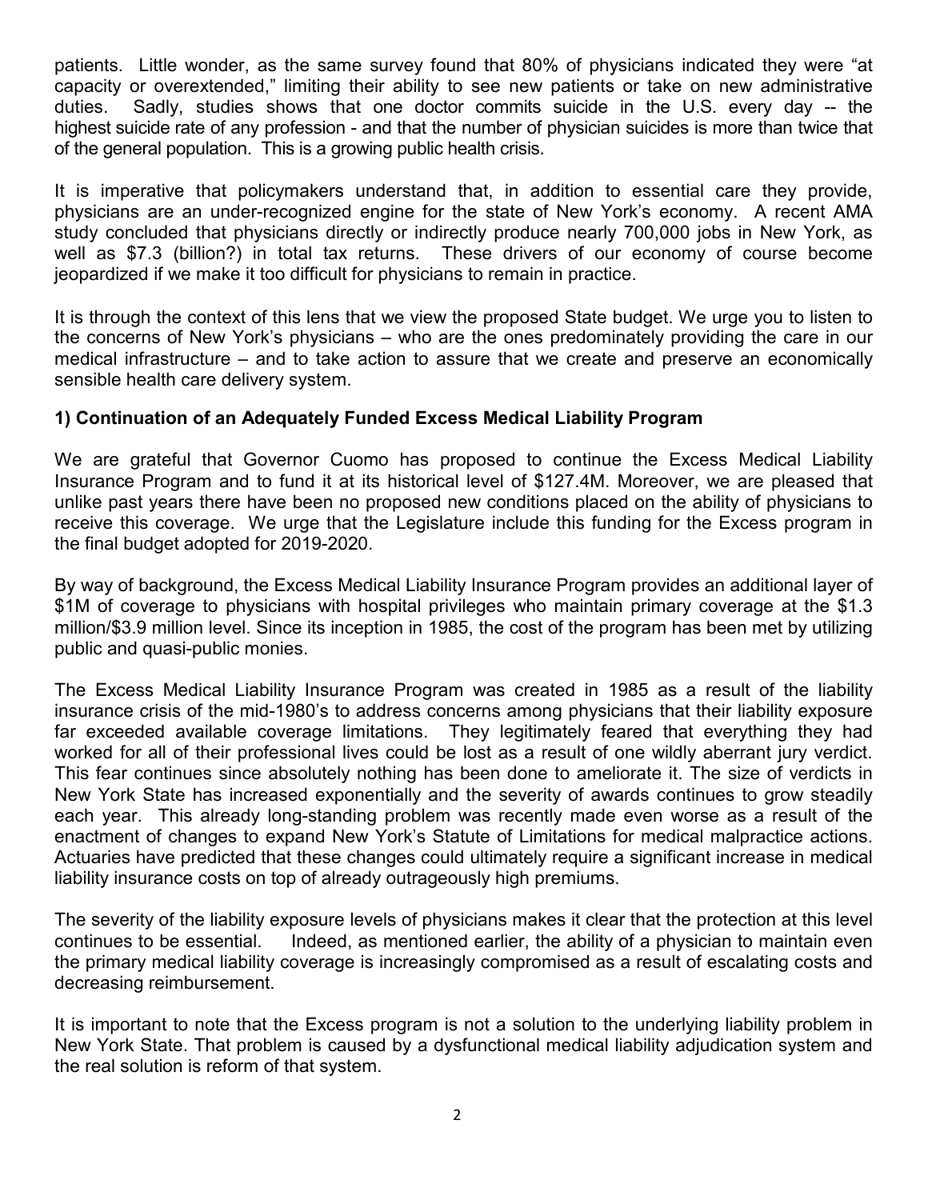patients. Little wonder, as the same survey found that 80% of physicians indicated they were "at capacity or overextended," limiting their ability to see new patients or take on new administrative duties. Sadly, studies shows that one doctor commits suicide in the U.S. every day -- the highest suicide rate of any profession - and that the number of physician suicides is more than twice that of the general population. This is a growing public health crisis.

It is imperative that policymakers understand that, in addition to essential care they provide, physicians are an under-recognized engine for the state of New York's economy. A recent AMA study concluded that physicians directly or indirectly produce nearly 700,000 jobs in New York, as well as $7.3 (billion?) in total tax returns. These drivers of our economy of course become jeopardized if we make it too difficult for physicians to remain in practice.

It is through the context of this lens that we view the proposed State budget. We urge you to listen to the concerns of New York's physicians – who are the ones predominately providing the care in our medical infrastructure – and to take action to assure that we create and preserve an economically sensible health care delivery system.

**1) Continuation of an Adequately Funded Excess Medical Liability Program**

We are grateful that Governor Cuomo has proposed to continue the Excess Medical Liability Insurance Program and to fund it at its historical level of $127.4M. Moreover, we are pleased that unlike past years there have been no proposed new conditions placed on the ability of physicians to receive this coverage. We urge that the Legislature include this funding for the Excess program in the final budget adopted for 2019-2020.

By way of background, the Excess Medical Liability Insurance Program provides an additional layer of $1M of coverage to physicians with hospital privileges who maintain primary coverage at the $1.3 million/$3.9 million level. Since its inception in 1985, the cost of the program has been met by utilizing public and quasi-public monies.

The Excess Medical Liability Insurance Program was created in 1985 as a result of the liability insurance crisis of the mid-1980's to address concerns among physicians that their liability exposure far exceeded available coverage limitations. They legitimately feared that everything they had worked for all of their professional lives could be lost as a result of one wildly aberrant jury verdict. This fear continues since absolutely nothing has been done to ameliorate it. The size of verdicts in New York State has increased exponentially and the severity of awards continues to grow steadily each year. This already long-standing problem was recently made even worse as a result of the enactment of changes to expand New York's Statute of Limitations for medical malpractice actions. Actuaries have predicted that these changes could ultimately require a significant increase in medical liability insurance costs on top of already outrageously high premiums.

The severity of the liability exposure levels of physicians makes it clear that the protection at this level continues to be essential. Indeed, as mentioned earlier, the ability of a physician to maintain even the primary medical liability coverage is increasingly compromised as a result of escalating costs and decreasing reimbursement.

It is important to note that the Excess program is not a solution to the underlying liability problem in New York State. That problem is caused by a dysfunctional medical liability adjudication system and the real solution is reform of that system.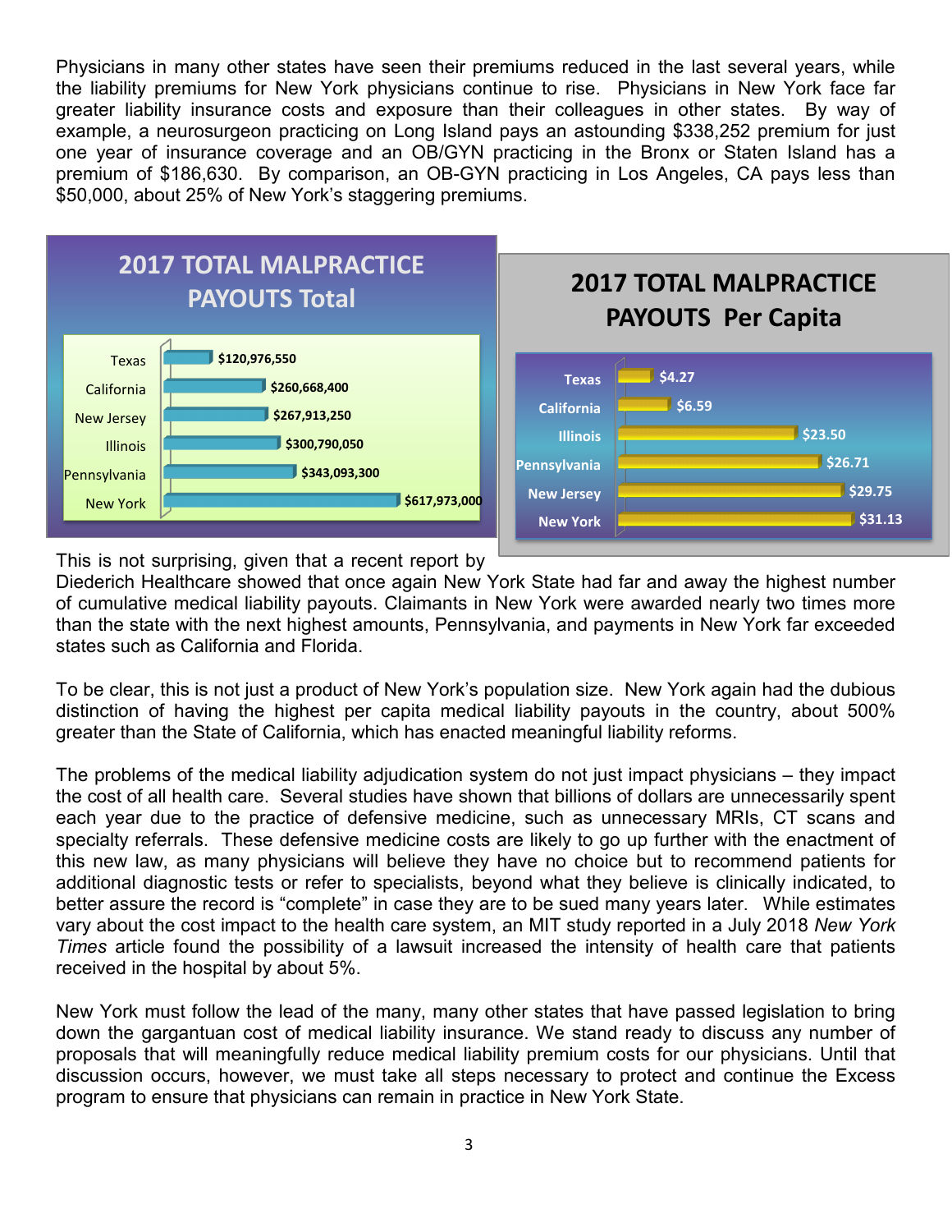Physicians in many other states have seen their premiums reduced in the last several years, while the liability premiums for New York physicians continue to rise. Physicians in New York face far greater liability insurance costs and exposure than their colleagues in other states. By way of example, a neurosurgeon practicing on Long Island pays an astounding $338,252 premium for just one year of insurance coverage and an OB/GYN practicing in the Bronx or Staten Island has a premium of $186,630. By comparison, an OB-GYN practicing in Los Angeles, CA pays less than $50,000, about 25% of New York's staggering premiums.

**2017 TOTAL MALPRACTICE PAYOUTS Total**

| State | Total Payouts |
|---|---|
| Texas | $120,976,550 |
| California | $260,668,400 |
| New Jersey | $267,913,250 |
| Illinois | $300,790,050 |
| Pennsylvania | $343,093,300 |
| New York | $617,973,000 |

**2017 TOTAL MALPRACTICE PAYOUTS Per Capita**

| State | Per Capita |
|---|---|
| Texas | $4.27 |
| California | $6.59 |
| Illinois | $23.50 |
| Pennsylvania | $26.71 |
| New Jersey | $29.75 |
| New York | $31.13 |

This is not surprising, given that a recent report by Diederich Healthcare showed that once again New York State had far and away the highest number of cumulative medical liability payouts. Claimants in New York were awarded nearly two times more than the state with the next highest amounts, Pennsylvania, and payments in New York far exceeded states such as California and Florida.

To be clear, this is not just a product of New York's population size. New York again had the dubious distinction of having the highest per capita medical liability payouts in the country, about 500% greater than the State of California, which has enacted meaningful liability reforms.

The problems of the medical liability adjudication system do not just impact physicians – they impact the cost of all health care. Several studies have shown that billions of dollars are unnecessarily spent each year due to the practice of defensive medicine, such as unnecessary MRIs, CT scans and specialty referrals. These defensive medicine costs are likely to go up further with the enactment of this new law, as many physicians will believe they have no choice but to recommend patients for additional diagnostic tests or refer to specialists, beyond what they believe is clinically indicated, to better assure the record is "complete" in case they are to be sued many years later. While estimates vary about the cost impact to the health care system, an MIT study reported in a July 2018 *New York Times* article found the possibility of a lawsuit increased the intensity of health care that patients received in the hospital by about 5%.

New York must follow the lead of the many, many other states that have passed legislation to bring down the gargantuan cost of medical liability insurance. We stand ready to discuss any number of proposals that will meaningfully reduce medical liability premium costs for our physicians. Until that discussion occurs, however, we must take all steps necessary to protect and continue the Excess program to ensure that physicians can remain in practice in New York State.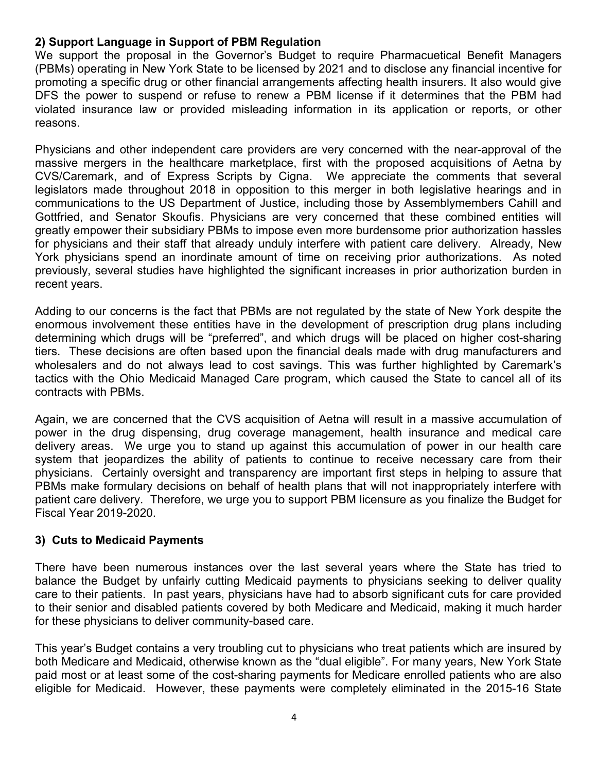### 2) Support Language in Support of PBM Regulation

We support the proposal in the Governor's Budget to require Pharmacuetical Benefit Managers (PBMs) operating in New York State to be licensed by 2021 and to disclose any financial incentive for promoting a specific drug or other financial arrangements affecting health insurers. It also would give DFS the power to suspend or refuse to renew a PBM license if it determines that the PBM had violated insurance law or provided misleading information in its application or reports, or other reasons.

Physicians and other independent care providers are very concerned with the near-approval of the massive mergers in the healthcare marketplace, first with the proposed acquisitions of Aetna by CVS/Caremark, and of Express Scripts by Cigna. We appreciate the comments that several legislators made throughout 2018 in opposition to this merger in both legislative hearings and in communications to the US Department of Justice, including those by Assemblymembers Cahill and Gottfried, and Senator Skoufis. Physicians are very concerned that these combined entities will greatly empower their subsidiary PBMs to impose even more burdensome prior authorization hassles for physicians and their staff that already unduly interfere with patient care delivery. Already, New York physicians spend an inordinate amount of time on receiving prior authorizations. As noted previously, several studies have highlighted the significant increases in prior authorization burden in recent years.

Adding to our concerns is the fact that PBMs are not regulated by the state of New York despite the enormous involvement these entities have in the development of prescription drug plans including determining which drugs will be "preferred", and which drugs will be placed on higher cost-sharing tiers. These decisions are often based upon the financial deals made with drug manufacturers and wholesalers and do not always lead to cost savings. This was further highlighted by Caremark's tactics with the Ohio Medicaid Managed Care program, which caused the State to cancel all of its contracts with PBMs.

Again, we are concerned that the CVS acquisition of Aetna will result in a massive accumulation of power in the drug dispensing, drug coverage management, health insurance and medical care delivery areas. We urge you to stand up against this accumulation of power in our health care system that jeopardizes the ability of patients to continue to receive necessary care from their physicians. Certainly oversight and transparency are important first steps in helping to assure that PBMs make formulary decisions on behalf of health plans that will not inappropriately interfere with patient care delivery. Therefore, we urge you to support PBM licensure as you finalize the Budget for Fiscal Year 2019-2020.

### 3) Cuts to Medicaid Payments

There have been numerous instances over the last several years where the State has tried to balance the Budget by unfairly cutting Medicaid payments to physicians seeking to deliver quality care to their patients. In past years, physicians have had to absorb significant cuts for care provided to their senior and disabled patients covered by both Medicare and Medicaid, making it much harder for these physicians to deliver community-based care.

This year's Budget contains a very troubling cut to physicians who treat patients which are insured by both Medicare and Medicaid, otherwise known as the "dual eligible". For many years, New York State paid most or at least some of the cost-sharing payments for Medicare enrolled patients who are also eligible for Medicaid. However, these payments were completely eliminated in the 2015-16 State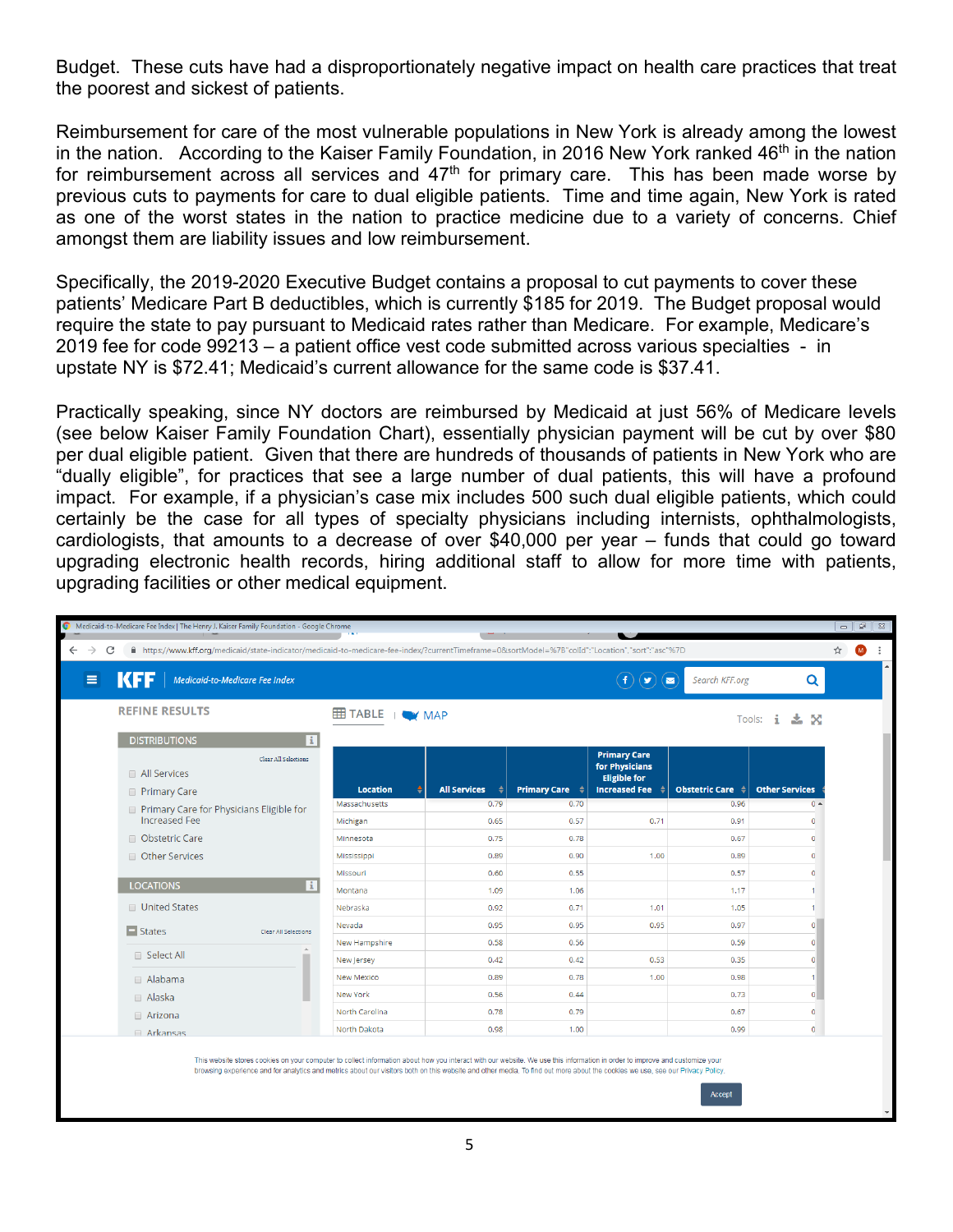Budget. These cuts have had a disproportionately negative impact on health care practices that treat the poorest and sickest of patients.

Reimbursement for care of the most vulnerable populations in New York is already among the lowest in the nation. According to the Kaiser Family Foundation, in 2016 New York ranked 46th in the nation for reimbursement across all services and 47th for primary care. This has been made worse by previous cuts to payments for care to dual eligible patients. Time and time again, New York is rated as one of the worst states in the nation to practice medicine due to a variety of concerns. Chief amongst them are liability issues and low reimbursement.

Specifically, the 2019-2020 Executive Budget contains a proposal to cut payments to cover these patients' Medicare Part B deductibles, which is currently $185 for 2019. The Budget proposal would require the state to pay pursuant to Medicaid rates rather than Medicare. For example, Medicare's 2019 fee for code 99213 – a patient office vest code submitted across various specialties - in upstate NY is $72.41; Medicaid's current allowance for the same code is $37.41.

Practically speaking, since NY doctors are reimbursed by Medicaid at just 56% of Medicare levels (see below Kaiser Family Foundation Chart), essentially physician payment will be cut by over $80 per dual eligible patient. Given that there are hundreds of thousands of patients in New York who are "dually eligible", for practices that see a large number of dual patients, this will have a profound impact. For example, if a physician's case mix includes 500 such dual eligible patients, which could certainly be the case for all types of specialty physicians including internists, ophthalmologists, cardiologists, that amounts to a decrease of over $40,000 per year – funds that could go toward upgrading electronic health records, hiring additional staff to allow for more time with patients, upgrading facilities or other medical equipment.

KFF – Medicaid-to-Medicare Fee Index

| Location | All Services | Primary Care | Primary Care for Physicians Eligible for Increased Fee | Obstetric Care | Other Services |
|---|---|---|---|---|---|
| Massachusetts | 0.79 | 0.70 | | 0.96 | 0 |
| Michigan | 0.65 | 0.57 | 0.71 | 0.91 | 0 |
| Minnesota | 0.75 | 0.78 | | 0.67 | 0 |
| Mississippi | 0.89 | 0.90 | 1.00 | 0.89 | 0 |
| Missouri | 0.60 | 0.55 | | 0.57 | 0 |
| Montana | 1.09 | 1.06 | | 1.17 | 1 |
| Nebraska | 0.92 | 0.71 | 1.01 | 1.05 | 1 |
| Nevada | 0.95 | 0.95 | 0.95 | 0.97 | 0 |
| New Hampshire | 0.58 | 0.56 | | 0.59 | 0 |
| New Jersey | 0.42 | 0.42 | 0.53 | 0.35 | 0 |
| New Mexico | 0.89 | 0.78 | 1.00 | 0.98 | 1 |
| New York | 0.56 | 0.44 | | 0.73 | 0 |
| North Carolina | 0.78 | 0.79 | | 0.67 | 0 |
| North Dakota | 0.98 | 1.00 | | 0.99 | 0 |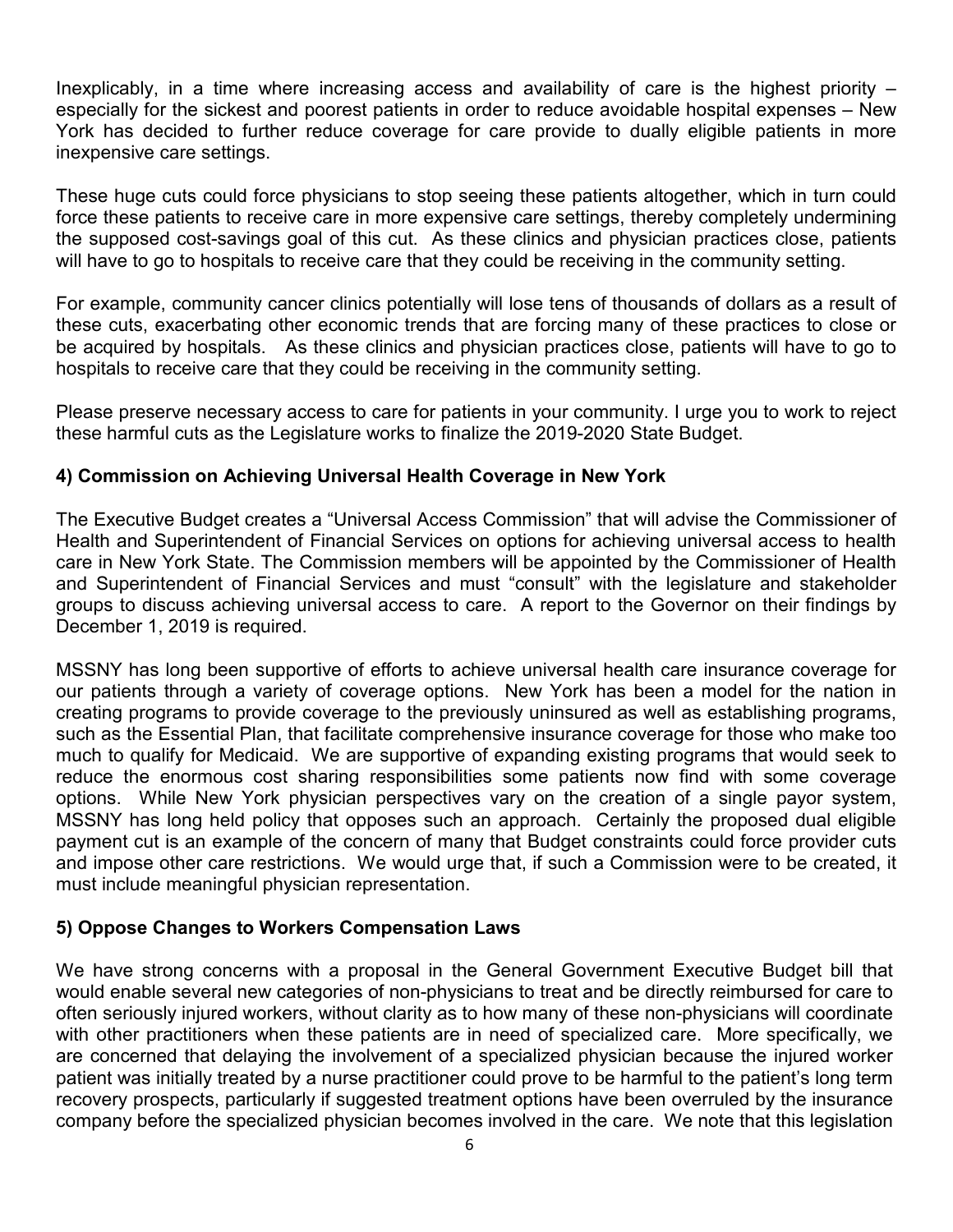Inexplicably, in a time where increasing access and availability of care is the highest priority – especially for the sickest and poorest patients in order to reduce avoidable hospital expenses – New York has decided to further reduce coverage for care provide to dually eligible patients in more inexpensive care settings.

These huge cuts could force physicians to stop seeing these patients altogether, which in turn could force these patients to receive care in more expensive care settings, thereby completely undermining the supposed cost-savings goal of this cut. As these clinics and physician practices close, patients will have to go to hospitals to receive care that they could be receiving in the community setting.

For example, community cancer clinics potentially will lose tens of thousands of dollars as a result of these cuts, exacerbating other economic trends that are forcing many of these practices to close or be acquired by hospitals. As these clinics and physician practices close, patients will have to go to hospitals to receive care that they could be receiving in the community setting.

Please preserve necessary access to care for patients in your community. I urge you to work to reject these harmful cuts as the Legislature works to finalize the 2019-2020 State Budget.

### 4) Commission on Achieving Universal Health Coverage in New York

The Executive Budget creates a "Universal Access Commission" that will advise the Commissioner of Health and Superintendent of Financial Services on options for achieving universal access to health care in New York State. The Commission members will be appointed by the Commissioner of Health and Superintendent of Financial Services and must "consult" with the legislature and stakeholder groups to discuss achieving universal access to care. A report to the Governor on their findings by December 1, 2019 is required.

MSSNY has long been supportive of efforts to achieve universal health care insurance coverage for our patients through a variety of coverage options. New York has been a model for the nation in creating programs to provide coverage to the previously uninsured as well as establishing programs, such as the Essential Plan, that facilitate comprehensive insurance coverage for those who make too much to qualify for Medicaid. We are supportive of expanding existing programs that would seek to reduce the enormous cost sharing responsibilities some patients now find with some coverage options. While New York physician perspectives vary on the creation of a single payor system, MSSNY has long held policy that opposes such an approach. Certainly the proposed dual eligible payment cut is an example of the concern of many that Budget constraints could force provider cuts and impose other care restrictions. We would urge that, if such a Commission were to be created, it must include meaningful physician representation.

### 5) Oppose Changes to Workers Compensation Laws

We have strong concerns with a proposal in the General Government Executive Budget bill that would enable several new categories of non-physicians to treat and be directly reimbursed for care to often seriously injured workers, without clarity as to how many of these non-physicians will coordinate with other practitioners when these patients are in need of specialized care. More specifically, we are concerned that delaying the involvement of a specialized physician because the injured worker patient was initially treated by a nurse practitioner could prove to be harmful to the patient's long term recovery prospects, particularly if suggested treatment options have been overruled by the insurance company before the specialized physician becomes involved in the care. We note that this legislation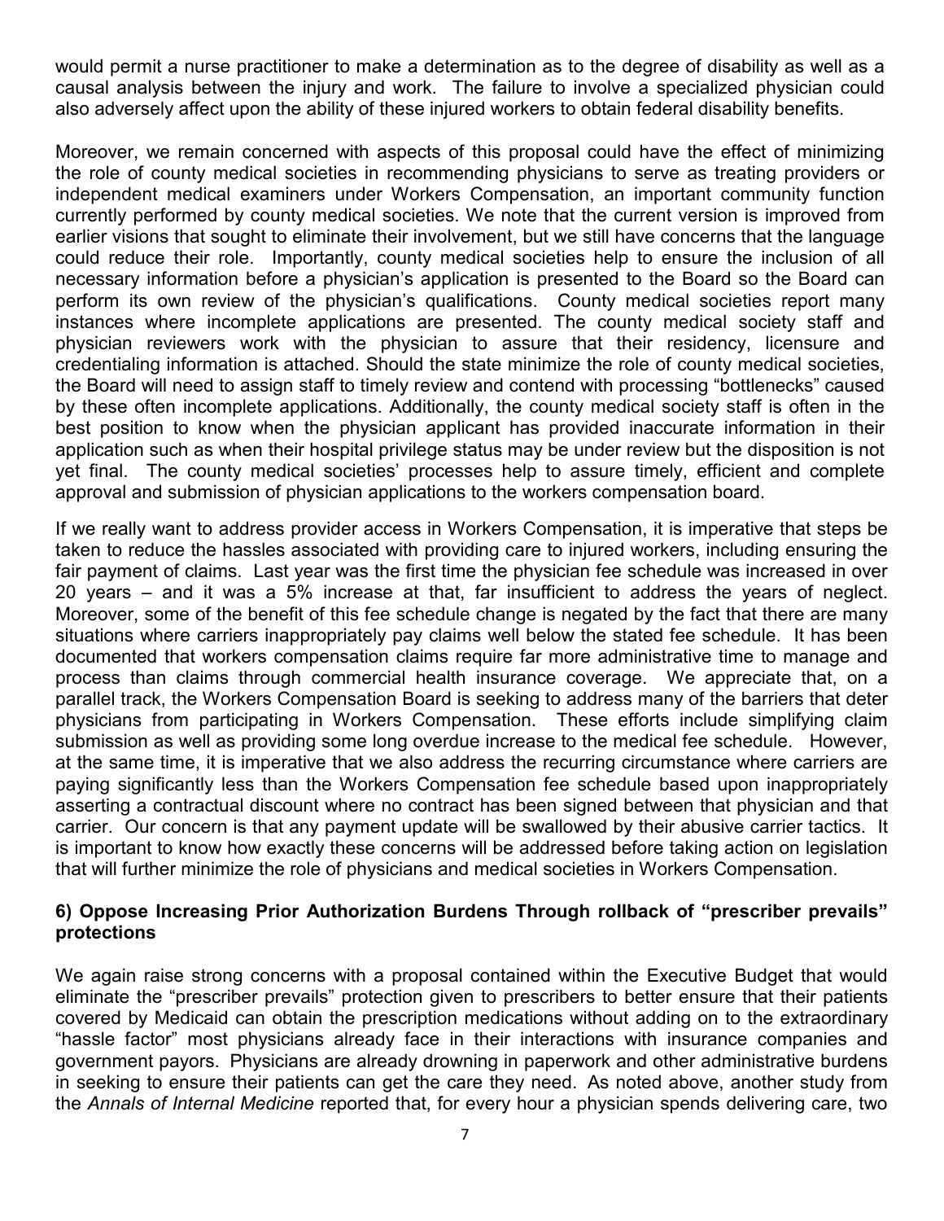would permit a nurse practitioner to make a determination as to the degree of disability as well as a causal analysis between the injury and work. The failure to involve a specialized physician could also adversely affect upon the ability of these injured workers to obtain federal disability benefits.

Moreover, we remain concerned with aspects of this proposal could have the effect of minimizing the role of county medical societies in recommending physicians to serve as treating providers or independent medical examiners under Workers Compensation, an important community function currently performed by county medical societies. We note that the current version is improved from earlier visions that sought to eliminate their involvement, but we still have concerns that the language could reduce their role. Importantly, county medical societies help to ensure the inclusion of all necessary information before a physician's application is presented to the Board so the Board can perform its own review of the physician's qualifications. County medical societies report many instances where incomplete applications are presented. The county medical society staff and physician reviewers work with the physician to assure that their residency, licensure and credentialing information is attached. Should the state minimize the role of county medical societies, the Board will need to assign staff to timely review and contend with processing "bottlenecks" caused by these often incomplete applications. Additionally, the county medical society staff is often in the best position to know when the physician applicant has provided inaccurate information in their application such as when their hospital privilege status may be under review but the disposition is not yet final. The county medical societies' processes help to assure timely, efficient and complete approval and submission of physician applications to the workers compensation board.

If we really want to address provider access in Workers Compensation, it is imperative that steps be taken to reduce the hassles associated with providing care to injured workers, including ensuring the fair payment of claims. Last year was the first time the physician fee schedule was increased in over 20 years – and it was a 5% increase at that, far insufficient to address the years of neglect. Moreover, some of the benefit of this fee schedule change is negated by the fact that there are many situations where carriers inappropriately pay claims well below the stated fee schedule. It has been documented that workers compensation claims require far more administrative time to manage and process than claims through commercial health insurance coverage. We appreciate that, on a parallel track, the Workers Compensation Board is seeking to address many of the barriers that deter physicians from participating in Workers Compensation. These efforts include simplifying claim submission as well as providing some long overdue increase to the medical fee schedule. However, at the same time, it is imperative that we also address the recurring circumstance where carriers are paying significantly less than the Workers Compensation fee schedule based upon inappropriately asserting a contractual discount where no contract has been signed between that physician and that carrier. Our concern is that any payment update will be swallowed by their abusive carrier tactics. It is important to know how exactly these concerns will be addressed before taking action on legislation that will further minimize the role of physicians and medical societies in Workers Compensation.

**6) Oppose Increasing Prior Authorization Burdens Through rollback of "prescriber prevails" protections**

We again raise strong concerns with a proposal contained within the Executive Budget that would eliminate the "prescriber prevails" protection given to prescribers to better ensure that their patients covered by Medicaid can obtain the prescription medications without adding on to the extraordinary "hassle factor" most physicians already face in their interactions with insurance companies and government payors. Physicians are already drowning in paperwork and other administrative burdens in seeking to ensure their patients can get the care they need. As noted above, another study from the *Annals of Internal Medicine* reported that, for every hour a physician spends delivering care, two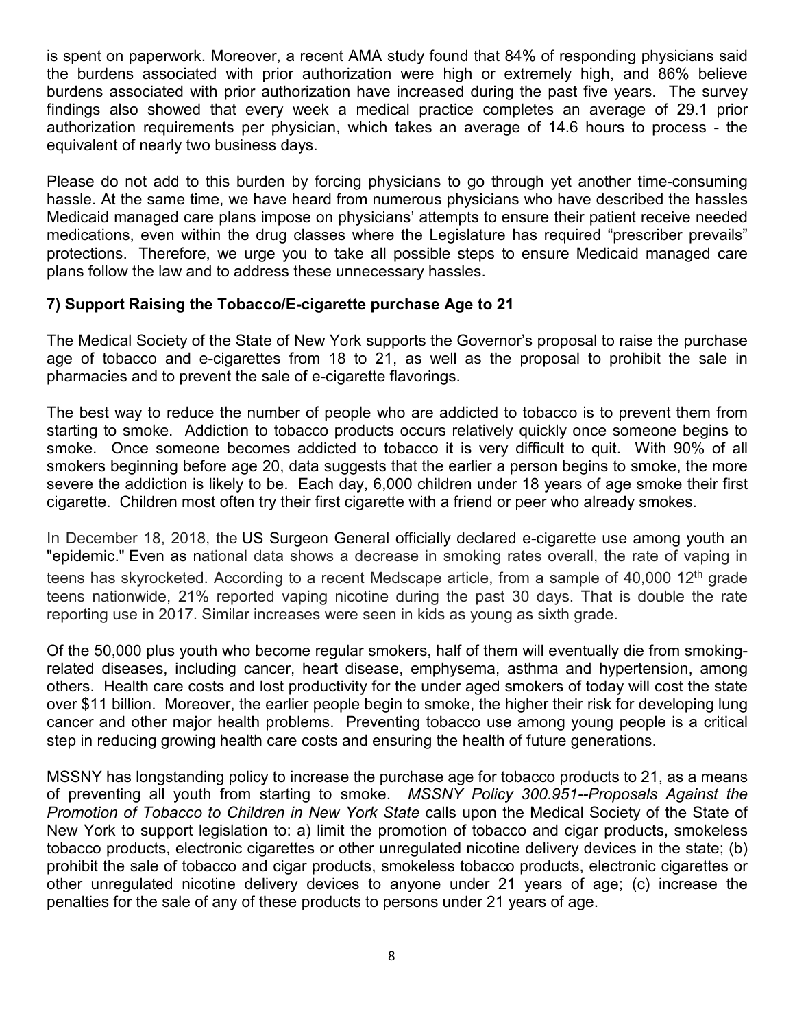is spent on paperwork. Moreover, a recent AMA study found that 84% of responding physicians said the burdens associated with prior authorization were high or extremely high, and 86% believe burdens associated with prior authorization have increased during the past five years. The survey findings also showed that every week a medical practice completes an average of 29.1 prior authorization requirements per physician, which takes an average of 14.6 hours to process - the equivalent of nearly two business days.

Please do not add to this burden by forcing physicians to go through yet another time-consuming hassle. At the same time, we have heard from numerous physicians who have described the hassles Medicaid managed care plans impose on physicians' attempts to ensure their patient receive needed medications, even within the drug classes where the Legislature has required "prescriber prevails" protections. Therefore, we urge you to take all possible steps to ensure Medicaid managed care plans follow the law and to address these unnecessary hassles.

### 7) Support Raising the Tobacco/E-cigarette purchase Age to 21

The Medical Society of the State of New York supports the Governor's proposal to raise the purchase age of tobacco and e-cigarettes from 18 to 21, as well as the proposal to prohibit the sale in pharmacies and to prevent the sale of e-cigarette flavorings.

The best way to reduce the number of people who are addicted to tobacco is to prevent them from starting to smoke. Addiction to tobacco products occurs relatively quickly once someone begins to smoke. Once someone becomes addicted to tobacco it is very difficult to quit. With 90% of all smokers beginning before age 20, data suggests that the earlier a person begins to smoke, the more severe the addiction is likely to be. Each day, 6,000 children under 18 years of age smoke their first cigarette. Children most often try their first cigarette with a friend or peer who already smokes.

In December 18, 2018, the US Surgeon General officially declared e-cigarette use among youth an "epidemic." Even as national data shows a decrease in smoking rates overall, the rate of vaping in teens has skyrocketed. According to a recent Medscape article, from a sample of 40,000 12th grade teens nationwide, 21% reported vaping nicotine during the past 30 days. That is double the rate reporting use in 2017. Similar increases were seen in kids as young as sixth grade.

Of the 50,000 plus youth who become regular smokers, half of them will eventually die from smoking-related diseases, including cancer, heart disease, emphysema, asthma and hypertension, among others. Health care costs and lost productivity for the under aged smokers of today will cost the state over $11 billion. Moreover, the earlier people begin to smoke, the higher their risk for developing lung cancer and other major health problems. Preventing tobacco use among young people is a critical step in reducing growing health care costs and ensuring the health of future generations.

MSSNY has longstanding policy to increase the purchase age for tobacco products to 21, as a means of preventing all youth from starting to smoke. *MSSNY Policy 300.951--Proposals Against the Promotion of Tobacco to Children in New York State* calls upon the Medical Society of the State of New York to support legislation to: a) limit the promotion of tobacco and cigar products, smokeless tobacco products, electronic cigarettes or other unregulated nicotine delivery devices in the state; (b) prohibit the sale of tobacco and cigar products, smokeless tobacco products, electronic cigarettes or other unregulated nicotine delivery devices to anyone under 21 years of age; (c) increase the penalties for the sale of any of these products to persons under 21 years of age.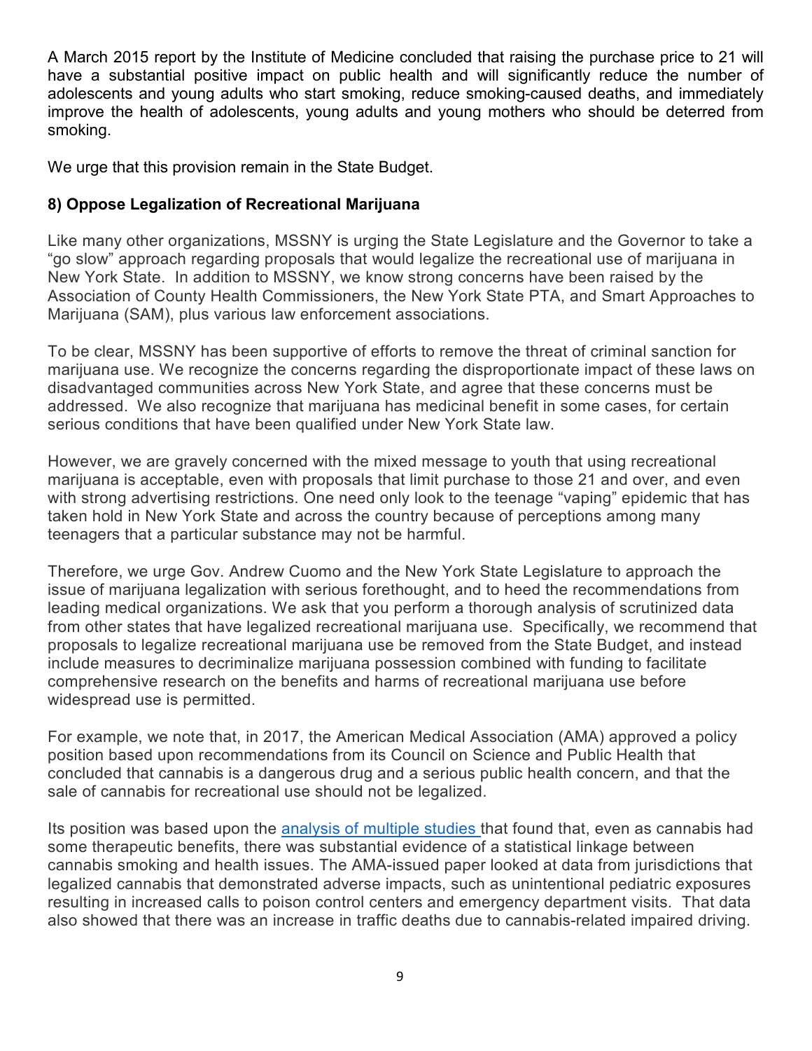A March 2015 report by the Institute of Medicine concluded that raising the purchase price to 21 will have a substantial positive impact on public health and will significantly reduce the number of adolescents and young adults who start smoking, reduce smoking-caused deaths, and immediately improve the health of adolescents, young adults and young mothers who should be deterred from smoking.

We urge that this provision remain in the State Budget.

**8) Oppose Legalization of Recreational Marijuana**

Like many other organizations, MSSNY is urging the State Legislature and the Governor to take a "go slow" approach regarding proposals that would legalize the recreational use of marijuana in New York State. In addition to MSSNY, we know strong concerns have been raised by the Association of County Health Commissioners, the New York State PTA, and Smart Approaches to Marijuana (SAM), plus various law enforcement associations.

To be clear, MSSNY has been supportive of efforts to remove the threat of criminal sanction for marijuana use. We recognize the concerns regarding the disproportionate impact of these laws on disadvantaged communities across New York State, and agree that these concerns must be addressed. We also recognize that marijuana has medicinal benefit in some cases, for certain serious conditions that have been qualified under New York State law.

However, we are gravely concerned with the mixed message to youth that using recreational marijuana is acceptable, even with proposals that limit purchase to those 21 and over, and even with strong advertising restrictions. One need only look to the teenage "vaping" epidemic that has taken hold in New York State and across the country because of perceptions among many teenagers that a particular substance may not be harmful.

Therefore, we urge Gov. Andrew Cuomo and the New York State Legislature to approach the issue of marijuana legalization with serious forethought, and to heed the recommendations from leading medical organizations. We ask that you perform a thorough analysis of scrutinized data from other states that have legalized recreational marijuana use. Specifically, we recommend that proposals to legalize recreational marijuana use be removed from the State Budget, and instead include measures to decriminalize marijuana possession combined with funding to facilitate comprehensive research on the benefits and harms of recreational marijuana use before widespread use is permitted.

For example, we note that, in 2017, the American Medical Association (AMA) approved a policy position based upon recommendations from its Council on Science and Public Health that concluded that cannabis is a dangerous drug and a serious public health concern, and that the sale of cannabis for recreational use should not be legalized.

Its position was based upon the analysis of multiple studies that found that, even as cannabis had some therapeutic benefits, there was substantial evidence of a statistical linkage between cannabis smoking and health issues. The AMA-issued paper looked at data from jurisdictions that legalized cannabis that demonstrated adverse impacts, such as unintentional pediatric exposures resulting in increased calls to poison control centers and emergency department visits. That data also showed that there was an increase in traffic deaths due to cannabis-related impaired driving.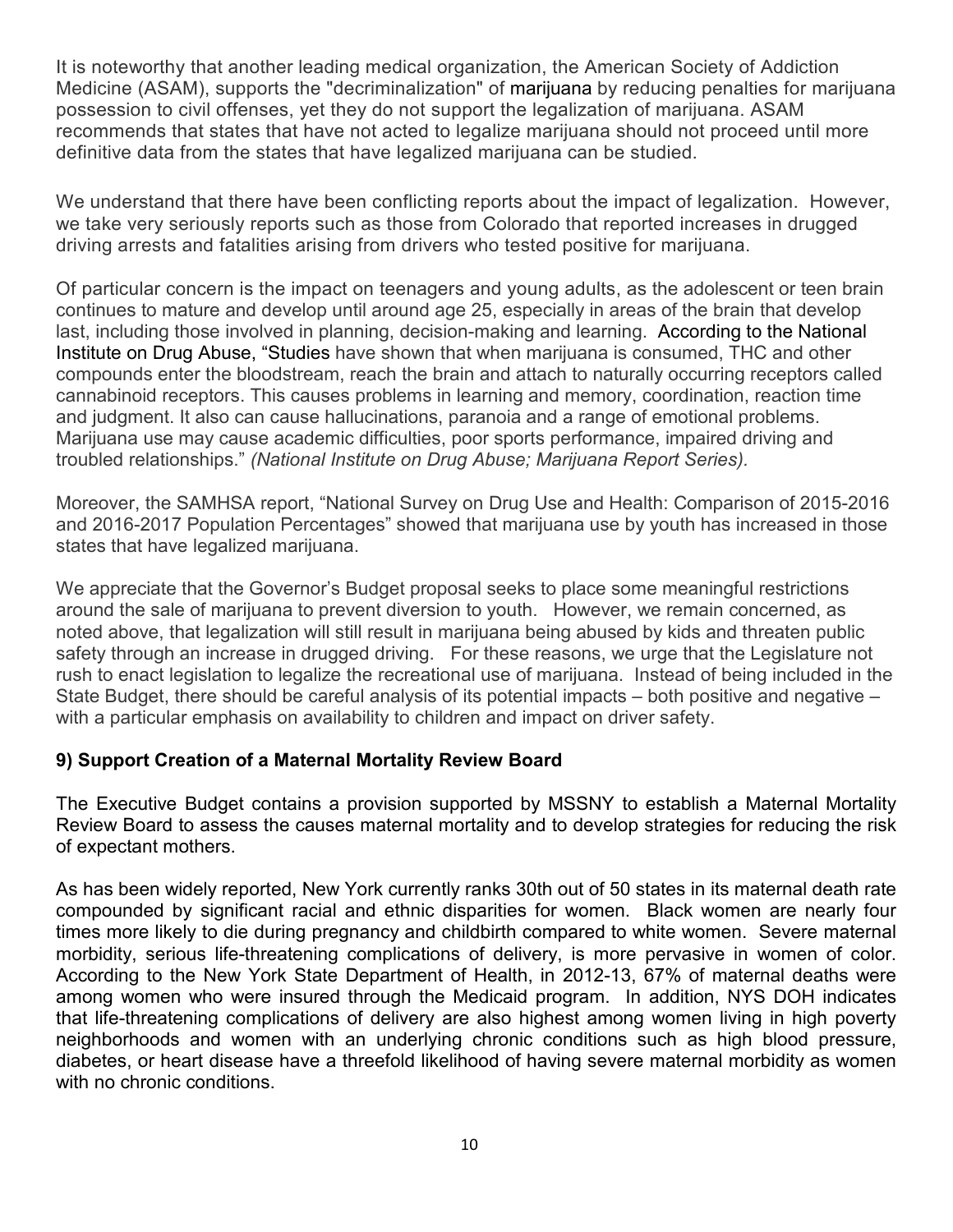It is noteworthy that another leading medical organization, the American Society of Addiction Medicine (ASAM), supports the "decriminalization" of marijuana by reducing penalties for marijuana possession to civil offenses, yet they do not support the legalization of marijuana. ASAM recommends that states that have not acted to legalize marijuana should not proceed until more definitive data from the states that have legalized marijuana can be studied.

We understand that there have been conflicting reports about the impact of legalization. However, we take very seriously reports such as those from Colorado that reported increases in drugged driving arrests and fatalities arising from drivers who tested positive for marijuana.

Of particular concern is the impact on teenagers and young adults, as the adolescent or teen brain continues to mature and develop until around age 25, especially in areas of the brain that develop last, including those involved in planning, decision-making and learning. According to the National Institute on Drug Abuse, "Studies have shown that when marijuana is consumed, THC and other compounds enter the bloodstream, reach the brain and attach to naturally occurring receptors called cannabinoid receptors. This causes problems in learning and memory, coordination, reaction time and judgment. It also can cause hallucinations, paranoia and a range of emotional problems. Marijuana use may cause academic difficulties, poor sports performance, impaired driving and troubled relationships." *(National Institute on Drug Abuse; Marijuana Report Series).*

Moreover, the SAMHSA report, "National Survey on Drug Use and Health: Comparison of 2015-2016 and 2016-2017 Population Percentages" showed that marijuana use by youth has increased in those states that have legalized marijuana.

We appreciate that the Governor's Budget proposal seeks to place some meaningful restrictions around the sale of marijuana to prevent diversion to youth. However, we remain concerned, as noted above, that legalization will still result in marijuana being abused by kids and threaten public safety through an increase in drugged driving. For these reasons, we urge that the Legislature not rush to enact legislation to legalize the recreational use of marijuana. Instead of being included in the State Budget, there should be careful analysis of its potential impacts – both positive and negative – with a particular emphasis on availability to children and impact on driver safety.

### 9) Support Creation of a Maternal Mortality Review Board

The Executive Budget contains a provision supported by MSSNY to establish a Maternal Mortality Review Board to assess the causes maternal mortality and to develop strategies for reducing the risk of expectant mothers.

As has been widely reported, New York currently ranks 30th out of 50 states in its maternal death rate compounded by significant racial and ethnic disparities for women. Black women are nearly four times more likely to die during pregnancy and childbirth compared to white women. Severe maternal morbidity, serious life-threatening complications of delivery, is more pervasive in women of color. According to the New York State Department of Health, in 2012-13, 67% of maternal deaths were among women who were insured through the Medicaid program. In addition, NYS DOH indicates that life-threatening complications of delivery are also highest among women living in high poverty neighborhoods and women with an underlying chronic conditions such as high blood pressure, diabetes, or heart disease have a threefold likelihood of having severe maternal morbidity as women with no chronic conditions.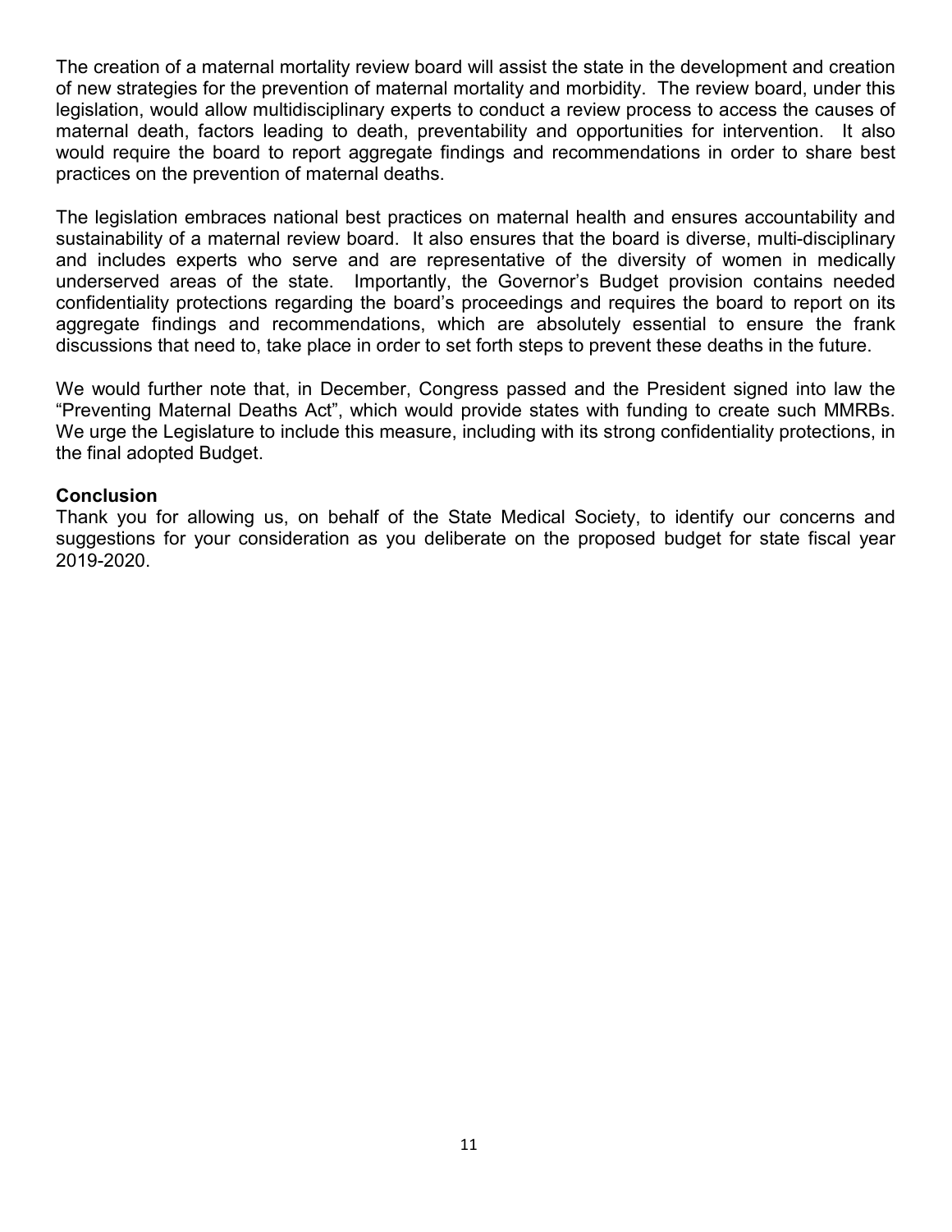The creation of a maternal mortality review board will assist the state in the development and creation of new strategies for the prevention of maternal mortality and morbidity. The review board, under this legislation, would allow multidisciplinary experts to conduct a review process to access the causes of maternal death, factors leading to death, preventability and opportunities for intervention. It also would require the board to report aggregate findings and recommendations in order to share best practices on the prevention of maternal deaths.

The legislation embraces national best practices on maternal health and ensures accountability and sustainability of a maternal review board. It also ensures that the board is diverse, multi-disciplinary and includes experts who serve and are representative of the diversity of women in medically underserved areas of the state. Importantly, the Governor's Budget provision contains needed confidentiality protections regarding the board's proceedings and requires the board to report on its aggregate findings and recommendations, which are absolutely essential to ensure the frank discussions that need to, take place in order to set forth steps to prevent these deaths in the future.

We would further note that, in December, Congress passed and the President signed into law the "Preventing Maternal Deaths Act", which would provide states with funding to create such MMRBs. We urge the Legislature to include this measure, including with its strong confidentiality protections, in the final adopted Budget.

**Conclusion**

Thank you for allowing us, on behalf of the State Medical Society, to identify our concerns and suggestions for your consideration as you deliberate on the proposed budget for state fiscal year 2019-2020.